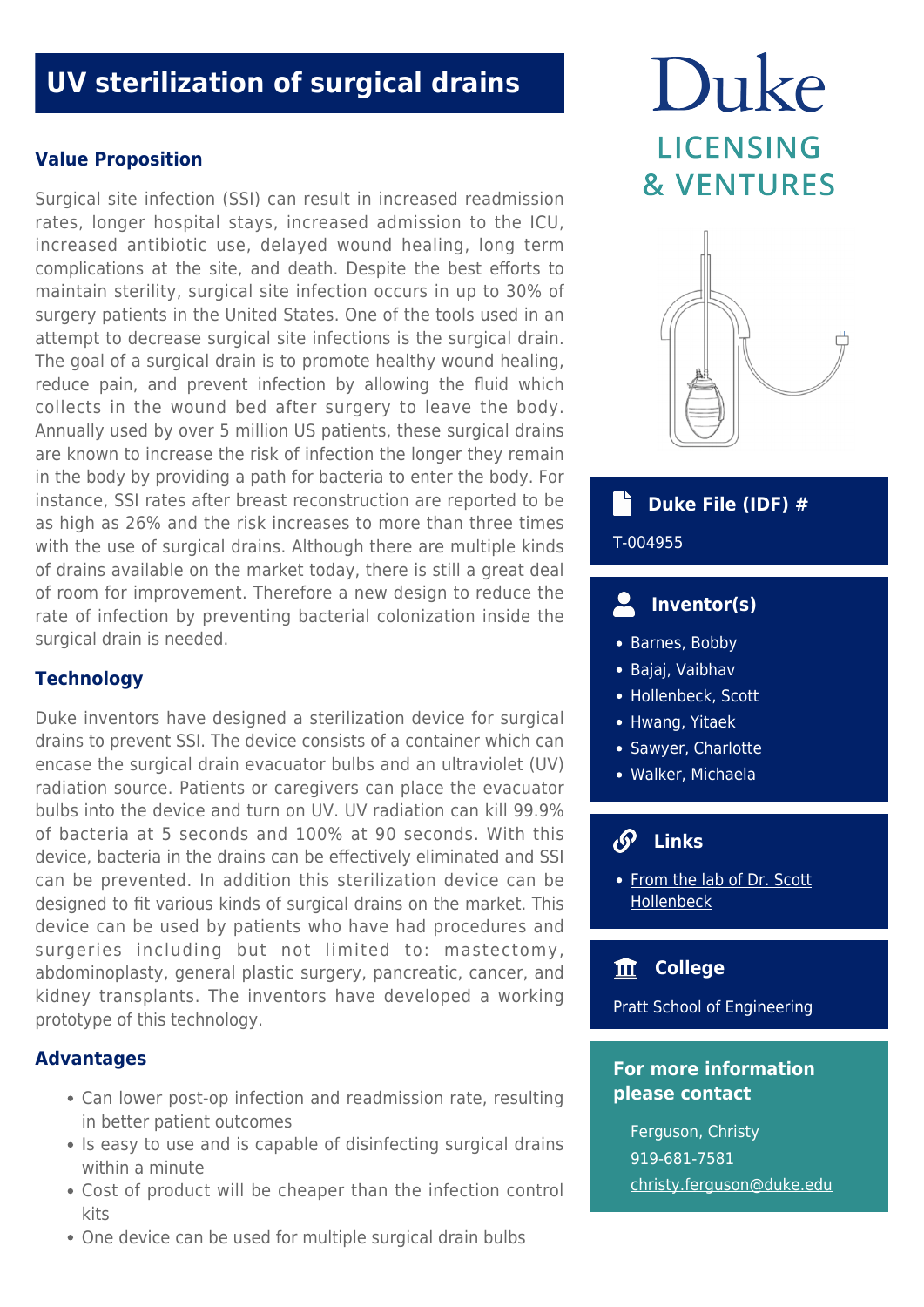# UV sterilization of surgical drains

## Value Proposition

Surgical site infection (SSI) can result in increased readmission rates, longer hospital stays, increased admission to the ICU, increased antibiotic use, delayed wound healing, long term complications at the site, and death. Despite the best efforts to maintain sterility, surgical site infection occurs in up to 30% of surgery patients in the United States. One of the tools used in an attempt to decrease surgical site infections is the surgical drain. The goal of a surgical drain is to promote healthy wound healing, reduce pain, and prevent infection by allowing the fluid which collects in the wound bed after surgery to leave the body. Annually used by over 5 million US patients, these surgical drains are known to increase the risk of infection the longer they remain in the body by providing a path for bacteria to enter the body. For instance, SSI rates after breast reconstruction are reported to be as high as 26% and the risk increases to more than three times with the use of surgical drains. Although there are multiple kinds of drains available on the market today, there is still a great deal of room for improvement. Therefore a new design to reduce the rate of infection by preventing bacterial colonization inside the surgical drain is needed.

## Technology

Duke inventors have designed a sterilization device for surgical drains to prevent SSI. The device consists of a container which can encase the surgical drain evacuator bulbs and an ultraviolet (UV) radiation source. Patients or caregivers can place the evacuator bulbs into the device and turn on UV. UV radiation can kill 99.9% of bacteria at 5 seconds and 100% at 90 seconds. With this device, bacteria in the drains can be effectively eliminated and SSI can be prevented. In addition this sterilization device can be designed to fit various kinds of surgical drains on the market. This device can be used by patients who have had procedures and surgeries including but not limited to: mastectomy, abdominoplasty, general plastic surgery, pancreatic, cancer, and kidney transplants. The inventors have developed a working prototype of this technology.

## Advantages

- Can lower post-op infection and readmission rate, resulting in better patient outcomes
- Is easy to use and is capable of disinfecting surgical drains within a minute
- Cost of product will be cheaper than the infection control kits
- One device can be used for multiple surgical drain bulbs

Duke LICENSING & VENTURES

### Duke File (IDF) #

T-004955

### Inventor(s)

- Barnes, Bobby
- Bajaj, Vaibhav
- Hollenbeck, Scott
- Hwang, Yitaek
- Sawyer, Charlotte
- Walker, Michaela

### Links

- From the lab of Dr. Scott Hollenbeck

### College

Pratt School of Engineering

### For more information please contact

Ferguson, Christy
919-681-7581
christy.ferguson@duke.edu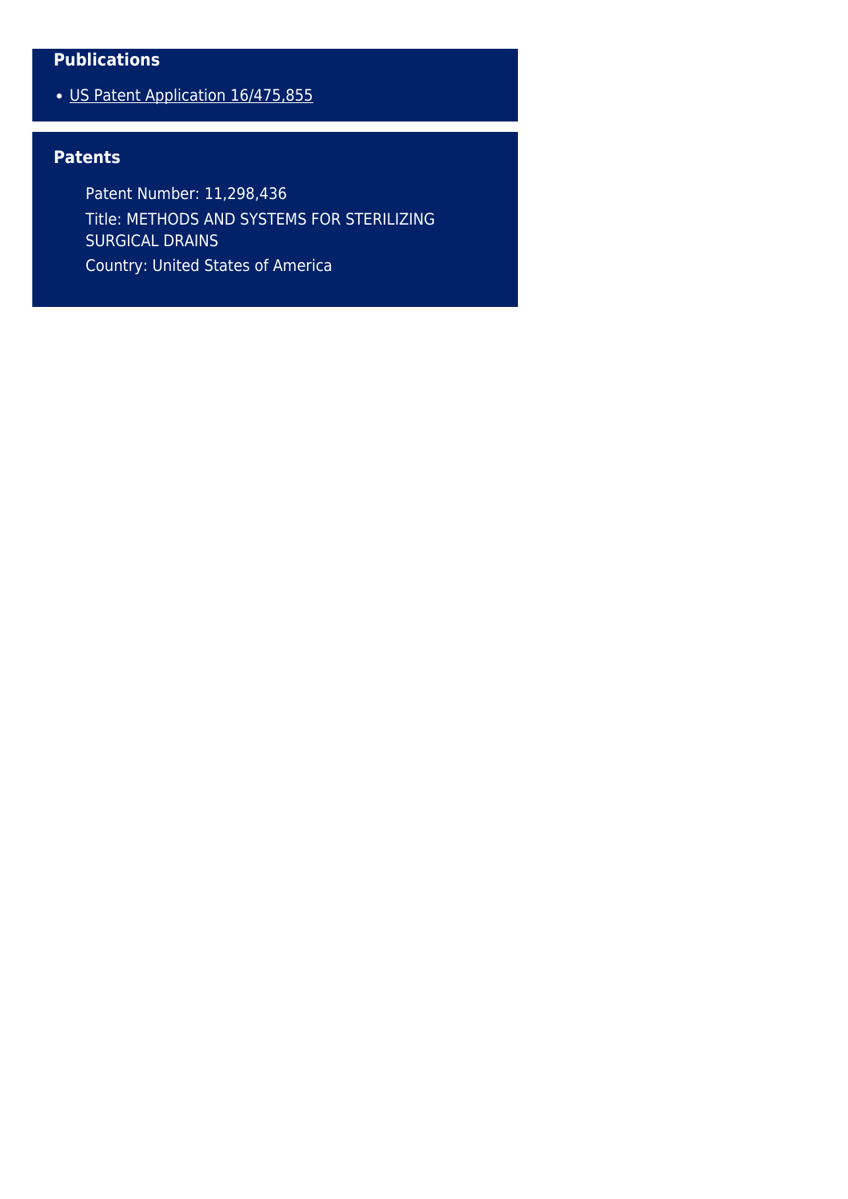## Publications

- US Patent Application 16/475,855

## Patents

Patent Number: 11,298,436

Title: METHODS AND SYSTEMS FOR STERILIZING SURGICAL DRAINS

Country: United States of America